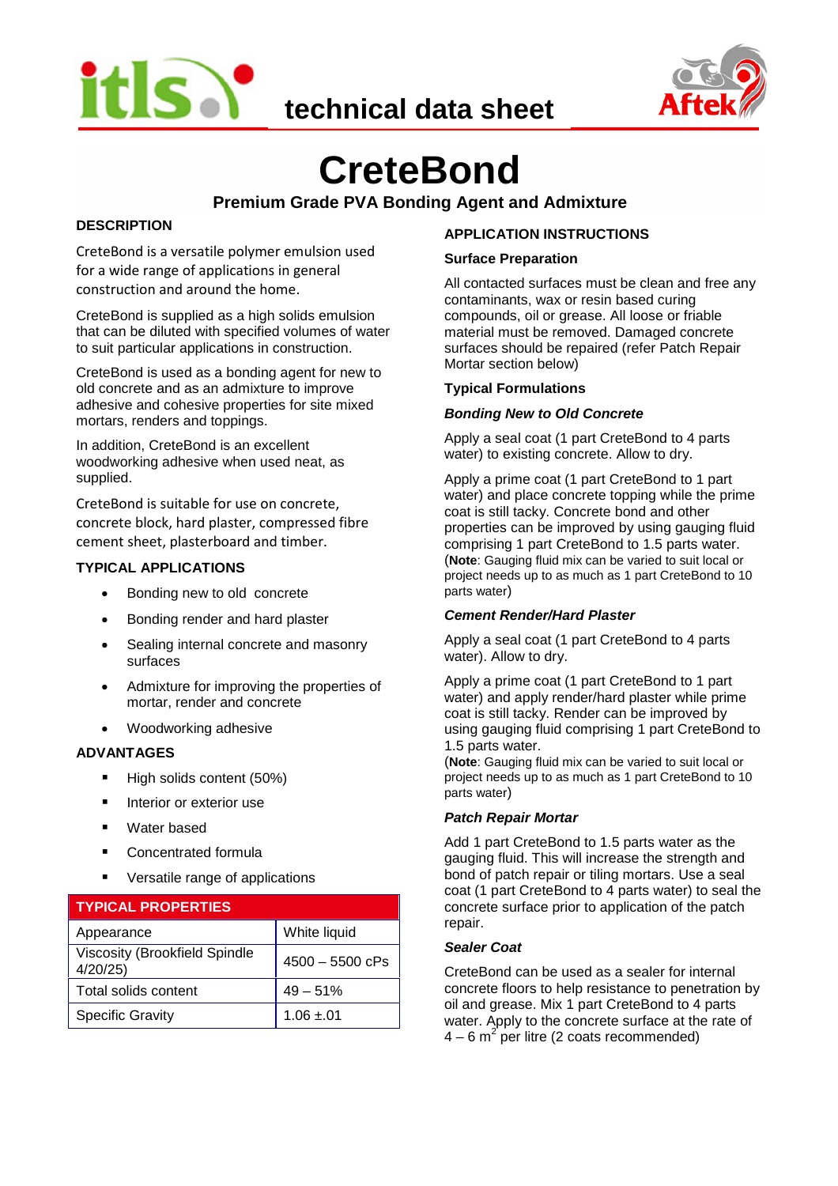itls technical data sheet Aftek

# CreteBond

## Premium Grade PVA Bonding Agent and Admixture

### DESCRIPTION

CreteBond is a versatile polymer emulsion used for a wide range of applications in general construction and around the home.

CreteBond is supplied as a high solids emulsion that can be diluted with specified volumes of water to suit particular applications in construction.

CreteBond is used as a bonding agent for new to old concrete and as an admixture to improve adhesive and cohesive properties for site mixed mortars, renders and toppings.

In addition, CreteBond is an excellent woodworking adhesive when used neat, as supplied.

CreteBond is suitable for use on concrete, concrete block, hard plaster, compressed fibre cement sheet, plasterboard and timber.

### TYPICAL APPLICATIONS

- Bonding new to old concrete
- Bonding render and hard plaster
- Sealing internal concrete and masonry surfaces
- Admixture for improving the properties of mortar, render and concrete
- Woodworking adhesive

### ADVANTAGES

- High solids content (50%)
- Interior or exterior use
- Water based
- Concentrated formula
- Versatile range of applications

| TYPICAL PROPERTIES | |
|---|---|
| Appearance | White liquid |
| Viscosity (Brookfield Spindle 4/20/25) | 4500 – 5500 cPs |
| Total solids content | 49 – 51% |
| Specific Gravity | 1.06 ±.01 |

### APPLICATION INSTRUCTIONS

#### Surface Preparation

All contacted surfaces must be clean and free any contaminants, wax or resin based curing compounds, oil or grease. All loose or friable material must be removed. Damaged concrete surfaces should be repaired (refer Patch Repair Mortar section below)

#### Typical Formulations

***Bonding New to Old Concrete***

Apply a seal coat (1 part CreteBond to 4 parts water) to existing concrete. Allow to dry.

Apply a prime coat (1 part CreteBond to 1 part water) and place concrete topping while the prime coat is still tacky. Concrete bond and other properties can be improved by using gauging fluid comprising 1 part CreteBond to 1.5 parts water. (**Note**: Gauging fluid mix can be varied to suit local or project needs up to as much as 1 part CreteBond to 10 parts water)

***Cement Render/Hard Plaster***

Apply a seal coat (1 part CreteBond to 4 parts water). Allow to dry.

Apply a prime coat (1 part CreteBond to 1 part water) and apply render/hard plaster while prime coat is still tacky. Render can be improved by using gauging fluid comprising 1 part CreteBond to 1.5 parts water.
(**Note**: Gauging fluid mix can be varied to suit local or project needs up to as much as 1 part CreteBond to 10 parts water)

***Patch Repair Mortar***

Add 1 part CreteBond to 1.5 parts water as the gauging fluid. This will increase the strength and bond of patch repair or tiling mortars. Use a seal coat (1 part CreteBond to 4 parts water) to seal the concrete surface prior to application of the patch repair.

***Sealer Coat***

CreteBond can be used as a sealer for internal concrete floors to help resistance to penetration by oil and grease. Mix 1 part CreteBond to 4 parts water. Apply to the concrete surface at the rate of 4 – 6 $m^2$ per litre (2 coats recommended)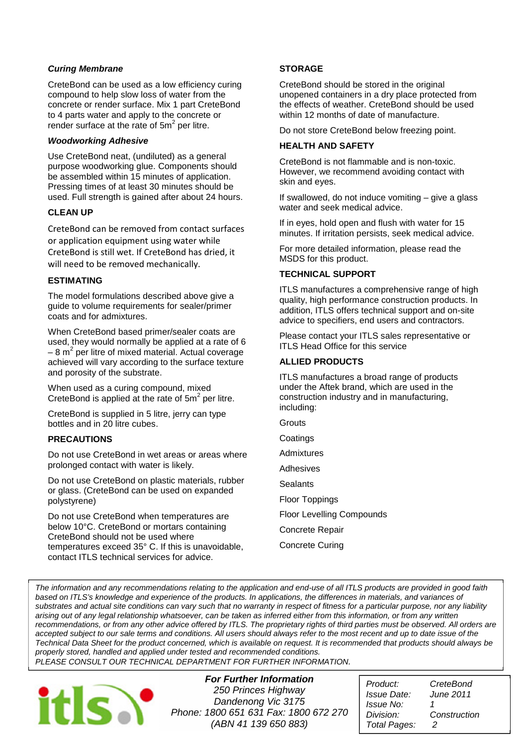### *Curing Membrane*

CreteBond can be used as a low efficiency curing compound to help slow loss of water from the concrete or render surface. Mix 1 part CreteBond to 4 parts water and apply to the concrete or render surface at the rate of $5m^2$ per litre.

### *Woodworking Adhesive*

Use CreteBond neat, (undiluted) as a general purpose woodworking glue. Components should be assembled within 15 minutes of application. Pressing times of at least 30 minutes should be used. Full strength is gained after about 24 hours.

## CLEAN UP

CreteBond can be removed from contact surfaces or application equipment using water while CreteBond is still wet. If CreteBond has dried, it will need to be removed mechanically.

## ESTIMATING

The model formulations described above give a guide to volume requirements for sealer/primer coats and for admixtures.

When CreteBond based primer/sealer coats are used, they would normally be applied at a rate of 6 – 8 $m^2$ per litre of mixed material. Actual coverage achieved will vary according to the surface texture and porosity of the substrate.

When used as a curing compound, mixed CreteBond is applied at the rate of $5m^2$ per litre.

CreteBond is supplied in 5 litre, jerry can type bottles and in 20 litre cubes.

## PRECAUTIONS

Do not use CreteBond in wet areas or areas where prolonged contact with water is likely.

Do not use CreteBond on plastic materials, rubber or glass. (CreteBond can be used on expanded polystyrene)

Do not use CreteBond when temperatures are below 10°C. CreteBond or mortars containing CreteBond should not be used where temperatures exceed 35° C. If this is unavoidable, contact ITLS technical services for advice.

## STORAGE

CreteBond should be stored in the original unopened containers in a dry place protected from the effects of weather. CreteBond should be used within 12 months of date of manufacture.

Do not store CreteBond below freezing point.

## HEALTH AND SAFETY

CreteBond is not flammable and is non-toxic. However, we recommend avoiding contact with skin and eyes.

If swallowed, do not induce vomiting – give a glass water and seek medical advice.

If in eyes, hold open and flush with water for 15 minutes. If irritation persists, seek medical advice.

For more detailed information, please read the MSDS for this product.

## TECHNICAL SUPPORT

ITLS manufactures a comprehensive range of high quality, high performance construction products. In addition, ITLS offers technical support and on-site advice to specifiers, end users and contractors.

Please contact your ITLS sales representative or ITLS Head Office for this service

## ALLIED PRODUCTS

ITLS manufactures a broad range of products under the Aftek brand, which are used in the construction industry and in manufacturing, including:

Grouts

Coatings

Admixtures

Adhesives

Sealants

Floor Toppings

Floor Levelling Compounds

Concrete Repair

Concrete Curing

*The information and any recommendations relating to the application and end-use of all ITLS products are provided in good faith based on ITLS's knowledge and experience of the products. In applications, the differences in materials, and variances of substrates and actual site conditions can vary such that no warranty in respect of fitness for a particular purpose, nor any liability arising out of any legal relationship whatsoever, can be taken as inferred either from this information, or from any written recommendations, or from any other advice offered by ITLS. The proprietary rights of third parties must be observed. All orders are accepted subject to our sale terms and conditions. All users should always refer to the most recent and up to date issue of the Technical Data Sheet for the product concerned, which is available on request. It is recommended that products should always be properly stored, handled and applied under tested and recommended conditions.*
*PLEASE CONSULT OUR TECHNICAL DEPARTMENT FOR FURTHER INFORMATION.*

itls

***For Further Information***
*250 Princes Highway*
*Dandenong Vic 3175*
*Phone: 1800 651 631 Fax: 1800 672 270*
*(ABN 41 139 650 883)*

| | |
|---|---|
| *Product:* | *CreteBond* |
| *Issue Date:* | *June 2011* |
| *Issue No:* | *1* |
| *Division:* | *Construction* |
| *Total Pages:* | *2* |